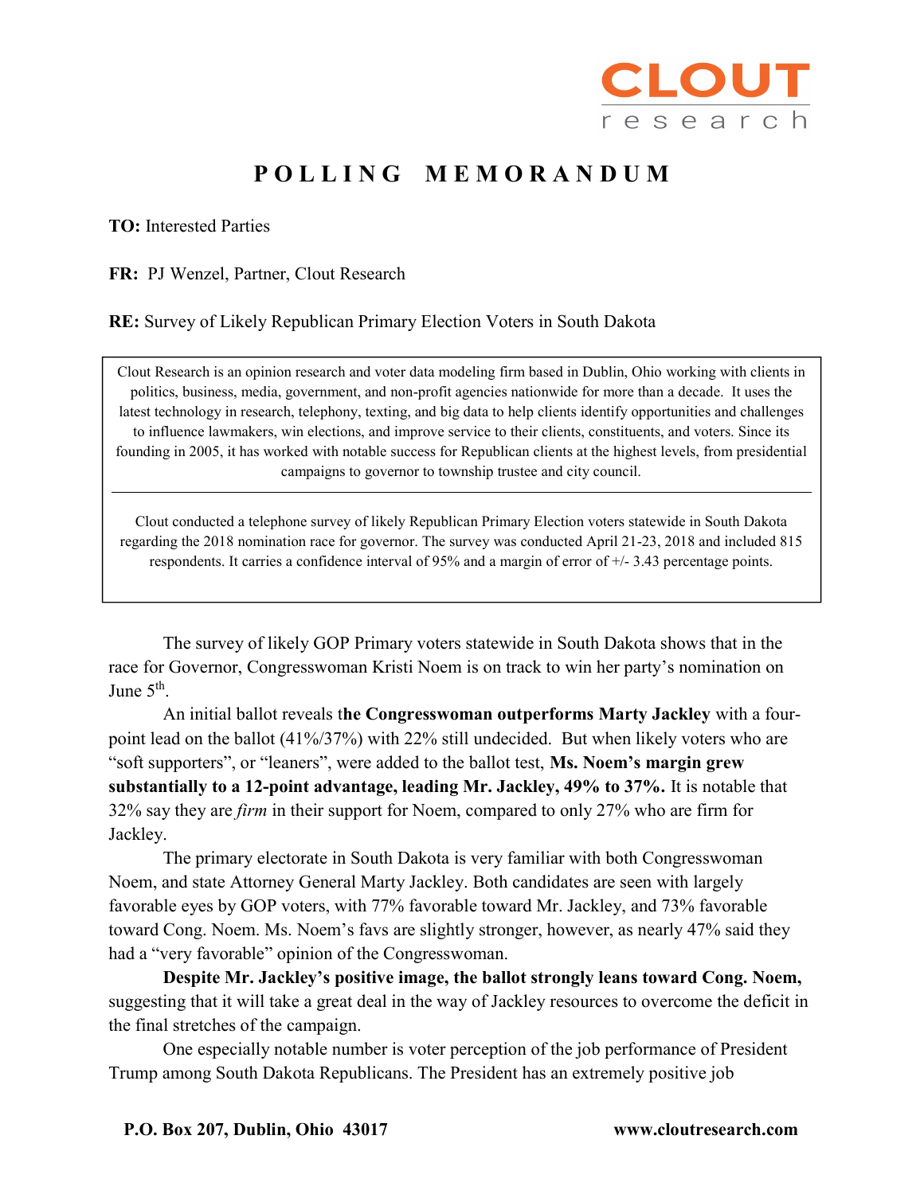CLOUT research

# POLLING MEMORANDUM

**TO:** Interested Parties

**FR:** PJ Wenzel, Partner, Clout Research

**RE:** Survey of Likely Republican Primary Election Voters in South Dakota

> Clout Research is an opinion research and voter data modeling firm based in Dublin, Ohio working with clients in politics, business, media, government, and non-profit agencies nationwide for more than a decade. It uses the latest technology in research, telephony, texting, and big data to help clients identify opportunities and challenges to influence lawmakers, win elections, and improve service to their clients, constituents, and voters. Since its founding in 2005, it has worked with notable success for Republican clients at the highest levels, from presidential campaigns to governor to township trustee and city council.
>
> ---
>
> Clout conducted a telephone survey of likely Republican Primary Election voters statewide in South Dakota regarding the 2018 nomination race for governor. The survey was conducted April 21-23, 2018 and included 815 respondents. It carries a confidence interval of 95% and a margin of error of +/- 3.43 percentage points.

The survey of likely GOP Primary voters statewide in South Dakota shows that in the race for Governor, Congresswoman Kristi Noem is on track to win her party's nomination on June 5th.

An initial ballot reveals t**he Congresswoman outperforms Marty Jackley** with a four-point lead on the ballot (41%/37%) with 22% still undecided. But when likely voters who are "soft supporters", or "leaners", were added to the ballot test, **Ms. Noem's margin grew substantially to a 12-point advantage, leading Mr. Jackley, 49% to 37%.** It is notable that 32% say they are *firm* in their support for Noem, compared to only 27% who are firm for Jackley.

The primary electorate in South Dakota is very familiar with both Congresswoman Noem, and state Attorney General Marty Jackley. Both candidates are seen with largely favorable eyes by GOP voters, with 77% favorable toward Mr. Jackley, and 73% favorable toward Cong. Noem. Ms. Noem's favs are slightly stronger, however, as nearly 47% said they had a "very favorable" opinion of the Congresswoman.

**Despite Mr. Jackley's positive image, the ballot strongly leans toward Cong. Noem,** suggesting that it will take a great deal in the way of Jackley resources to overcome the deficit in the final stretches of the campaign.

One especially notable number is voter perception of the job performance of President Trump among South Dakota Republicans. The President has an extremely positive job

**P.O. Box 207, Dublin, Ohio 43017** **www.cloutresearch.com**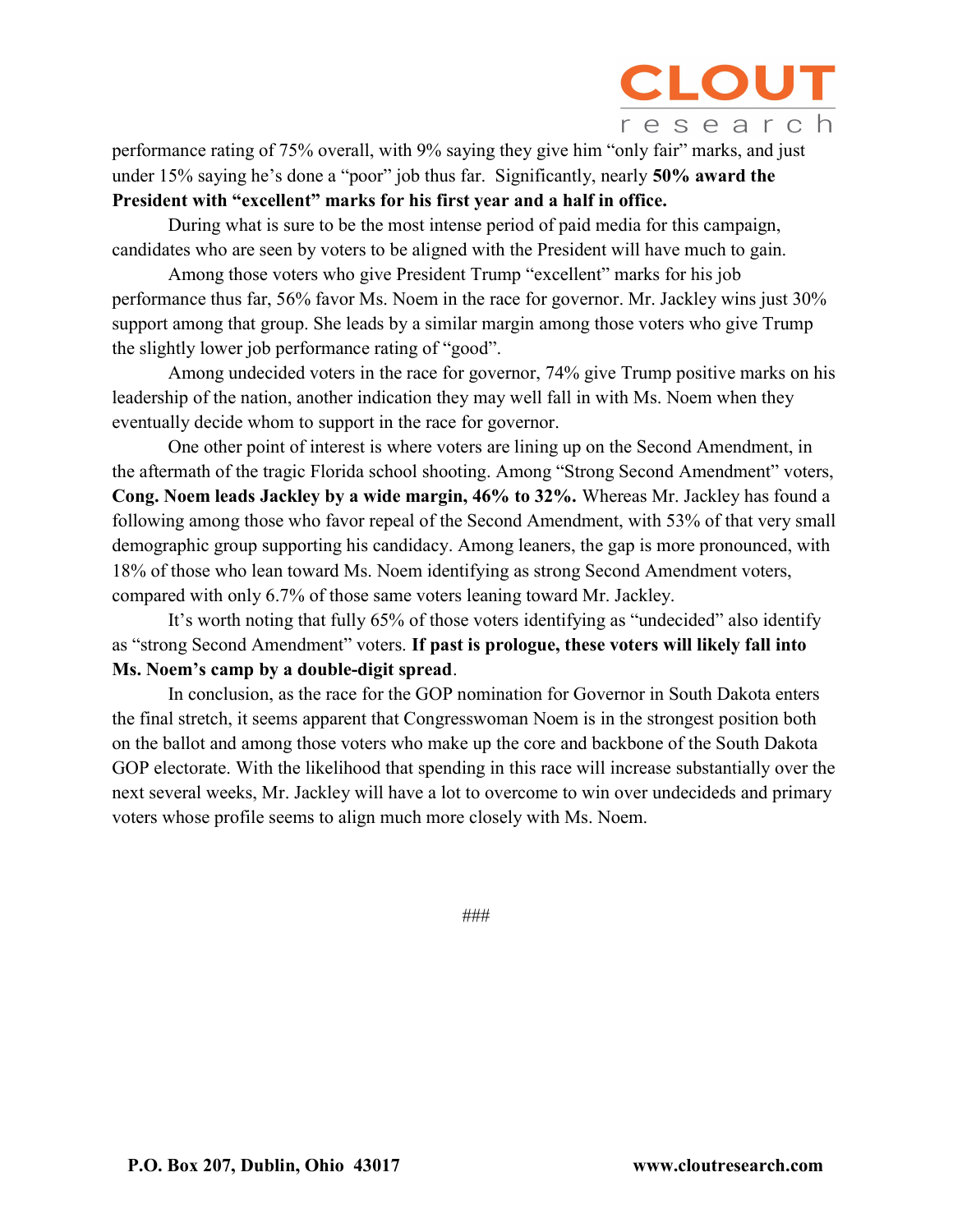performance rating of 75% overall, with 9% saying they give him "only fair" marks, and just under 15% saying he's done a "poor" job thus far. Significantly, nearly **50% award the President with "excellent" marks for his first year and a half in office.**

During what is sure to be the most intense period of paid media for this campaign, candidates who are seen by voters to be aligned with the President will have much to gain.

Among those voters who give President Trump "excellent" marks for his job performance thus far, 56% favor Ms. Noem in the race for governor. Mr. Jackley wins just 30% support among that group. She leads by a similar margin among those voters who give Trump the slightly lower job performance rating of "good".

Among undecided voters in the race for governor, 74% give Trump positive marks on his leadership of the nation, another indication they may well fall in with Ms. Noem when they eventually decide whom to support in the race for governor.

One other point of interest is where voters are lining up on the Second Amendment, in the aftermath of the tragic Florida school shooting. Among "Strong Second Amendment" voters, **Cong. Noem leads Jackley by a wide margin, 46% to 32%.** Whereas Mr. Jackley has found a following among those who favor repeal of the Second Amendment, with 53% of that very small demographic group supporting his candidacy. Among leaners, the gap is more pronounced, with 18% of those who lean toward Ms. Noem identifying as strong Second Amendment voters, compared with only 6.7% of those same voters leaning toward Mr. Jackley.

It's worth noting that fully 65% of those voters identifying as "undecided" also identify as "strong Second Amendment" voters. **If past is prologue, these voters will likely fall into Ms. Noem's camp by a double-digit spread**.

In conclusion, as the race for the GOP nomination for Governor in South Dakota enters the final stretch, it seems apparent that Congresswoman Noem is in the strongest position both on the ballot and among those voters who make up the core and backbone of the South Dakota GOP electorate. With the likelihood that spending in this race will increase substantially over the next several weeks, Mr. Jackley will have a lot to overcome to win over undecideds and primary voters whose profile seems to align much more closely with Ms. Noem.

###